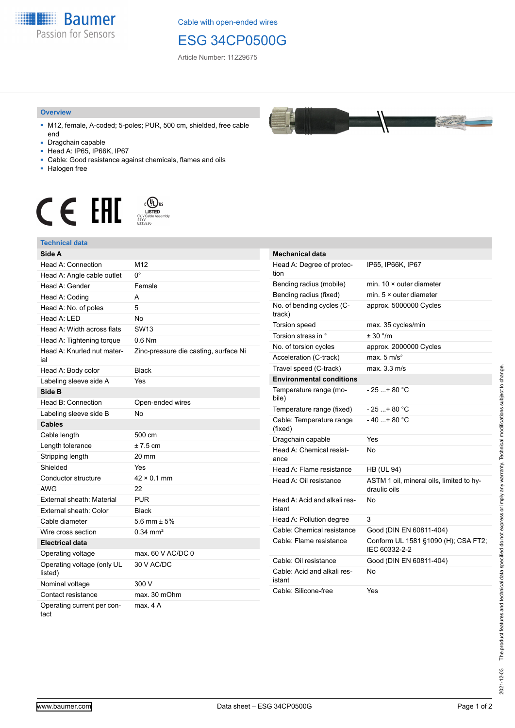Cable with open-ended wires

# ESG 34CP0500G

Article Number: 11229675

## Overview

- M12, female, A-coded; 5-poles; PUR, 500 cm, shielded, free cable end
- Dragchain capable
- Head A: IP65, IP66K, IP67
- Cable: Good resistance against chemicals, flames and oils
- Halogen free

c UL us LISTED CYJV Cable Assembly 47YV E315836

## Technical data

| Side A | |
|---|---|
| Head A: Connection | M12 |
| Head A: Angle cable outlet | 0° |
| Head A: Gender | Female |
| Head A: Coding | A |
| Head A: No. of poles | 5 |
| Head A: LED | No |
| Head A: Width across flats | SW13 |
| Head A: Tightening torque | 0.6 Nm |
| Head A: Knurled nut material | Zinc-pressure die casting, surface Ni |
| Head A: Body color | Black |
| Labeling sleeve side A | Yes |
| **Side B** | |
| Head B: Connection | Open-ended wires |
| Labeling sleeve side B | No |
| **Cables** | |
| Cable length | 500 cm |
| Length tolerance | ± 7.5 cm |
| Stripping length | 20 mm |
| Shielded | Yes |
| Conductor structure | 42 × 0.1 mm |
| AWG | 22 |
| External sheath: Material | PUR |
| External sheath: Color | Black |
| Cable diameter | 5.6 mm ± 5% |
| Wire cross section | 0.34 mm² |
| **Electrical data** | |
| Operating voltage | max. 60 V AC/DC 0 |
| Operating voltage (only UL listed) | 30 V AC/DC |
| Nominal voltage | 300 V |
| Contact resistance | max. 30 mOhm |
| Operating current per contact | max. 4 A |

| Mechanical data | |
|---|---|
| Head A: Degree of protection | IP65, IP66K, IP67 |
| Bending radius (mobile) | min. 10 × outer diameter |
| Bending radius (fixed) | min. 5 × outer diameter |
| No. of bending cycles (C-track) | approx. 5000000 Cycles |
| Torsion speed | max. 35 cycles/min |
| Torsion stress in ° | ± 30 °/m |
| No. of torsion cycles | approx. 2000000 Cycles |
| Acceleration (C-track) | max. 5 m/s² |
| Travel speed (C-track) | max. 3.3 m/s |
| **Environmental conditions** | |
| Temperature range (mobile) | - 25 ...+ 80 °C |
| Temperature range (fixed) | - 25 ...+ 80 °C |
| Cable: Temperature range (fixed) | - 40 ...+ 80 °C |
| Dragchain capable | Yes |
| Head A: Chemical resistance | No |
| Head A: Flame resistance | HB (UL 94) |
| Head A: Oil resistance | ASTM 1 oil, mineral oils, limited to hydraulic oils |
| Head A: Acid and alkali resistant | No |
| Head A: Pollution degree | 3 |
| Cable: Chemical resistance | Good (DIN EN 60811-404) |
| Cable: Flame resistance | Conform UL 1581 §1090 (H); CSA FT2; IEC 60332-2-2 |
| Cable: Oil resistance | Good (DIN EN 60811-404) |
| Cable: Acid and alkali resistant | No |
| Cable: Silicone-free | Yes |

2021-12-03 The product features and technical data specified do not express or imply any warranty. Technical modifications subject to change.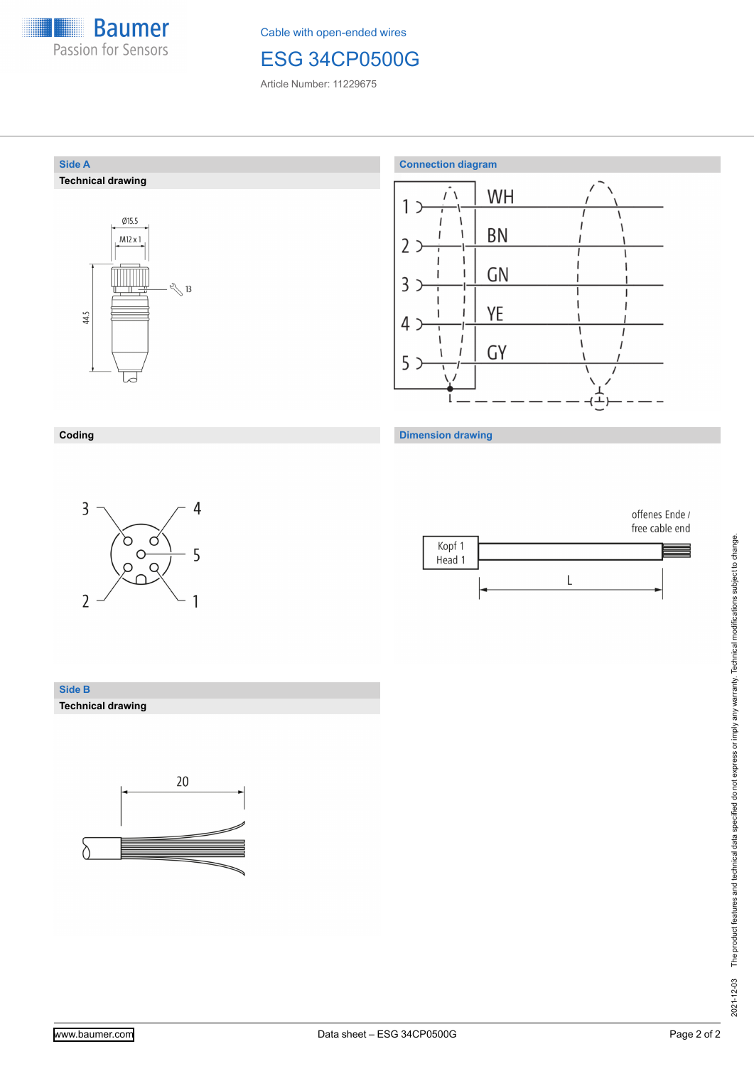Cable with open-ended wires

# ESG 34CP0500G

Article Number: 11229675

## Side A

### Technical drawing

Ø15.5

M12 x 1

13

44.5

## Connection diagram

1 WH

2 BN

3 GN

4 YE

5 GY

### Coding

3

4

5

2

1

## Dimension drawing

offenes Ende / free cable end

Kopf 1
Head 1

L

## Side B

### Technical drawing

20

The product features and technical data specified do not express or imply any warranty. Technical modifications subject to change.

2021-12-03

www.baumer.com

Data sheet – ESG 34CP0500G